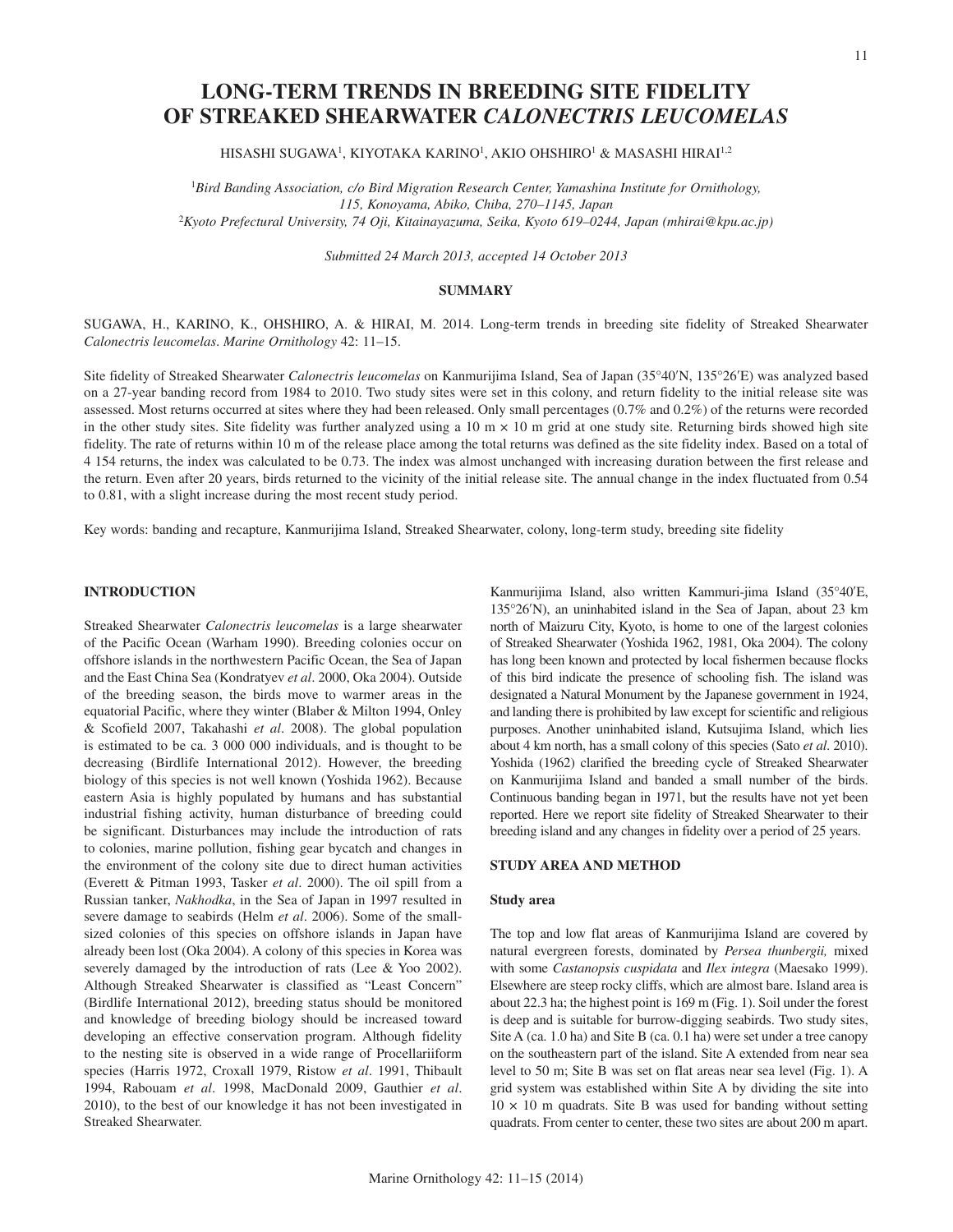# LONG-TERM TRENDS IN BREEDING SITE FIDELITY OF STREAKED SHEARWATER *CALONECTRIS LEUCOMELAS*

HISASHI SUGAWA[1], KIYOTAKA KARINO[1], AKIO OHSHIRO[1] & MASASHI HIRAI[1,2]

[1]*Bird Banding Association, c/o Bird Migration Research Center, Yamashina Institute for Ornithology, 115, Konoyama, Abiko, Chiba, 270–1145, Japan*
[2]*Kyoto Prefectural University, 74 Oji, Kitainayazuma, Seika, Kyoto 619–0244, Japan (mhirai@kpu.ac.jp)*

*Submitted 24 March 2013, accepted 14 October 2013*

## SUMMARY

SUGAWA, H., KARINO, K., OHSHIRO, A. & HIRAI, M. 2014. Long-term trends in breeding site fidelity of Streaked Shearwater *Calonectris leucomelas*. *Marine Ornithology* 42: 11–15.

Site fidelity of Streaked Shearwater *Calonectris leucomelas* on Kanmurijima Island, Sea of Japan (35°40′N, 135°26′E) was analyzed based on a 27-year banding record from 1984 to 2010. Two study sites were set in this colony, and return fidelity to the initial release site was assessed. Most returns occurred at sites where they had been released. Only small percentages (0.7% and 0.2%) of the returns were recorded in the other study sites. Site fidelity was further analyzed using a 10 m × 10 m grid at one study site. Returning birds showed high site fidelity. The rate of returns within 10 m of the release place among the total returns was defined as the site fidelity index. Based on a total of 4 154 returns, the index was calculated to be 0.73. The index was almost unchanged with increasing duration between the first release and the return. Even after 20 years, birds returned to the vicinity of the initial release site. The annual change in the index fluctuated from 0.54 to 0.81, with a slight increase during the most recent study period.

Key words: banding and recapture, Kanmurijima Island, Streaked Shearwater, colony, long-term study, breeding site fidelity

## INTRODUCTION

Streaked Shearwater *Calonectris leucomelas* is a large shearwater of the Pacific Ocean (Warham 1990). Breeding colonies occur on offshore islands in the northwestern Pacific Ocean, the Sea of Japan and the East China Sea (Kondratyev *et al*. 2000, Oka 2004). Outside of the breeding season, the birds move to warmer areas in the equatorial Pacific, where they winter (Blaber & Milton 1994, Onley & Scofield 2007, Takahashi *et al*. 2008). The global population is estimated to be ca. 3 000 000 individuals, and is thought to be decreasing (Birdlife International 2012). However, the breeding biology of this species is not well known (Yoshida 1962). Because eastern Asia is highly populated by humans and has substantial industrial fishing activity, human disturbance of breeding could be significant. Disturbances may include the introduction of rats to colonies, marine pollution, fishing gear bycatch and changes in the environment of the colony site due to direct human activities (Everett & Pitman 1993, Tasker *et al*. 2000). The oil spill from a Russian tanker, *Nakhodka*, in the Sea of Japan in 1997 resulted in severe damage to seabirds (Helm *et al*. 2006). Some of the small-sized colonies of this species on offshore islands in Japan have already been lost (Oka 2004). A colony of this species in Korea was severely damaged by the introduction of rats (Lee & Yoo 2002). Although Streaked Shearwater is classified as "Least Concern" (Birdlife International 2012), breeding status should be monitored and knowledge of breeding biology should be increased toward developing an effective conservation program. Although fidelity to the nesting site is observed in a wide range of Procellariiform species (Harris 1972, Croxall 1979, Ristow *et al*. 1991, Thibault 1994, Rabouam *et al*. 1998, MacDonald 2009, Gauthier *et al*. 2010), to the best of our knowledge it has not been investigated in Streaked Shearwater.

Kanmurijima Island, also written Kammuri-jima Island (35°40′E, 135°26′N), an uninhabited island in the Sea of Japan, about 23 km north of Maizuru City, Kyoto, is home to one of the largest colonies of Streaked Shearwater (Yoshida 1962, 1981, Oka 2004). The colony has long been known and protected by local fishermen because flocks of this bird indicate the presence of schooling fish. The island was designated a Natural Monument by the Japanese government in 1924, and landing there is prohibited by law except for scientific and religious purposes. Another uninhabited island, Kutsujima Island, which lies about 4 km north, has a small colony of this species (Sato *et al*. 2010). Yoshida (1962) clarified the breeding cycle of Streaked Shearwater on Kanmurijima Island and banded a small number of the birds. Continuous banding began in 1971, but the results have not yet been reported. Here we report site fidelity of Streaked Shearwater to their breeding island and any changes in fidelity over a period of 25 years.

## STUDY AREA AND METHOD

### Study area

The top and low flat areas of Kanmurijima Island are covered by natural evergreen forests, dominated by *Persea thunbergii,* mixed with some *Castanopsis cuspidata* and *Ilex integra* (Maesako 1999). Elsewhere are steep rocky cliffs, which are almost bare. Island area is about 22.3 ha; the highest point is 169 m (Fig. 1). Soil under the forest is deep and is suitable for burrow-digging seabirds. Two study sites, Site A (ca. 1.0 ha) and Site B (ca. 0.1 ha) were set under a tree canopy on the southeastern part of the island. Site A extended from near sea level to 50 m; Site B was set on flat areas near sea level (Fig. 1). A grid system was established within Site A by dividing the site into 10 × 10 m quadrats. Site B was used for banding without setting quadrats. From center to center, these two sites are about 200 m apart.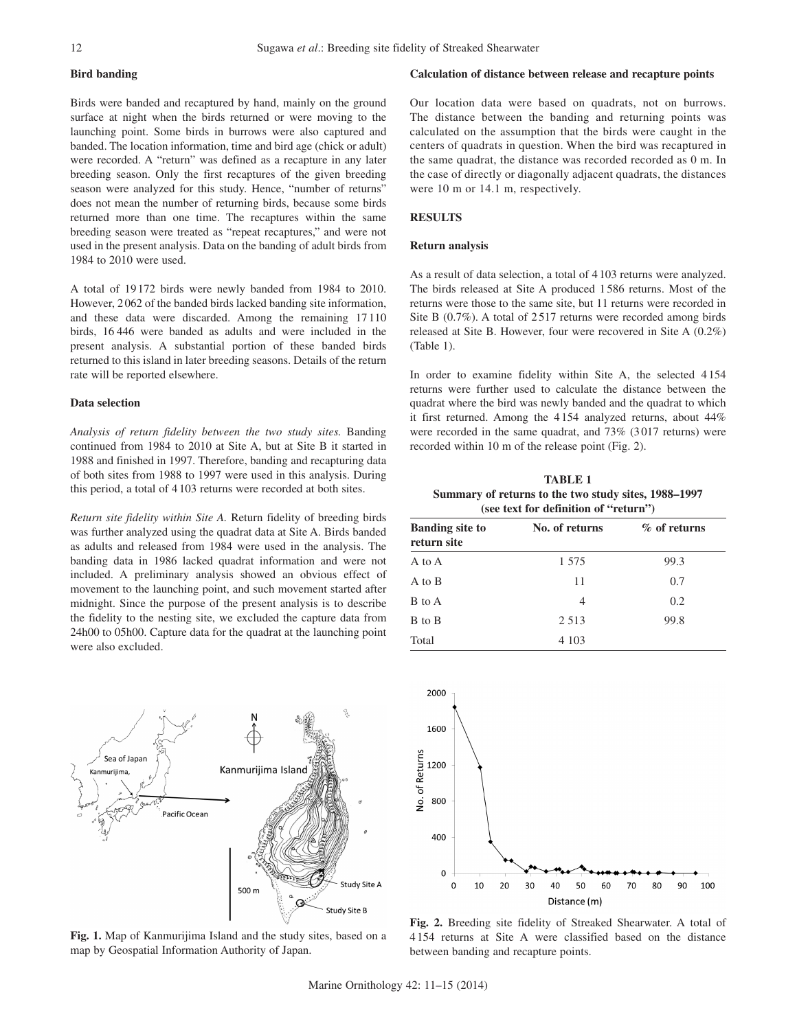### Bird banding

Birds were banded and recaptured by hand, mainly on the ground surface at night when the birds returned or were moving to the launching point. Some birds in burrows were also captured and banded. The location information, time and bird age (chick or adult) were recorded. A "return" was defined as a recapture in any later breeding season. Only the first recaptures of the given breeding season were analyzed for this study. Hence, "number of returns" does not mean the number of returning birds, because some birds returned more than one time. The recaptures within the same breeding season were treated as "repeat recaptures," and were not used in the present analysis. Data on the banding of adult birds from 1984 to 2010 were used.

A total of 19 172 birds were newly banded from 1984 to 2010. However, 2 062 of the banded birds lacked banding site information, and these data were discarded. Among the remaining 17 110 birds, 16 446 were banded as adults and were included in the present analysis. A substantial portion of these banded birds returned to this island in later breeding seasons. Details of the return rate will be reported elsewhere.

### Data selection

*Analysis of return fidelity between the two study sites.* Banding continued from 1984 to 2010 at Site A, but at Site B it started in 1988 and finished in 1997. Therefore, banding and recapturing data of both sites from 1988 to 1997 were used in this analysis. During this period, a total of 4 103 returns were recorded at both sites.

*Return site fidelity within Site A.* Return fidelity of breeding birds was further analyzed using the quadrat data at Site A. Birds banded as adults and released from 1984 were used in the analysis. The banding data in 1986 lacked quadrat information and were not included. A preliminary analysis showed an obvious effect of movement to the launching point, and such movement started after midnight. Since the purpose of the present analysis is to describe the fidelity to the nesting site, we excluded the capture data from 24h00 to 05h00. Capture data for the quadrat at the launching point were also excluded.

### Calculation of distance between release and recapture points

Our location data were based on quadrats, not on burrows. The distance between the banding and returning points was calculated on the assumption that the birds were caught in the centers of quadrats in question. When the bird was recaptured in the same quadrat, the distance was recorded recorded as 0 m. In the case of directly or diagonally adjacent quadrats, the distances were 10 m or 14.1 m, respectively.

## RESULTS

### Return analysis

As a result of data selection, a total of 4 103 returns were analyzed. The birds released at Site A produced 1 586 returns. Most of the returns were those to the same site, but 11 returns were recorded in Site B (0.7%). A total of 2 517 returns were recorded among birds released at Site B. However, four were recovered in Site A (0.2%) (Table 1).

In order to examine fidelity within Site A, the selected 4 154 returns were further used to calculate the distance between the quadrat where the bird was newly banded and the quadrat to which it first returned. Among the 4 154 analyzed returns, about 44% were recorded in the same quadrat, and 73% (3 017 returns) were recorded within 10 m of the release point (Fig. 2).

**TABLE 1**
**Summary of returns to the two study sites, 1988–1997 (see text for definition of "return")**

| Banding site to return site | No. of returns | % of returns |
|---|---|---|
| A to A | 1 575 | 99.3 |
| A to B | 11 | 0.7 |
| B to A | 4 | 0.2 |
| B to B | 2 513 | 99.8 |
| Total | 4 103 | |

**Fig. 1.** Map of Kanmurijima Island and the study sites, based on a map by Geospatial Information Authority of Japan.

**Fig. 2.** Breeding site fidelity of Streaked Shearwater. A total of 4 154 returns at Site A were classified based on the distance between banding and recapture points.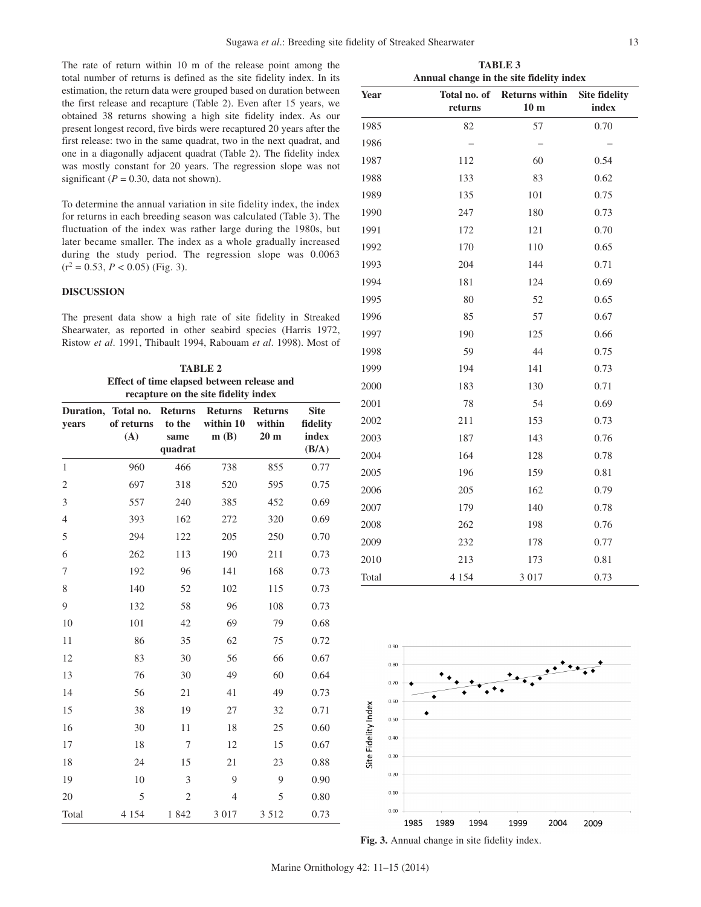The rate of return within 10 m of the release point among the total number of returns is defined as the site fidelity index. In its estimation, the return data were grouped based on duration between the first release and recapture (Table 2). Even after 15 years, we obtained 38 returns showing a high site fidelity index. As our present longest record, five birds were recaptured 20 years after the first release: two in the same quadrat, two in the next quadrat, and one in a diagonally adjacent quadrat (Table 2). The fidelity index was mostly constant for 20 years. The regression slope was not significant ($P = 0.30$, data not shown).

To determine the annual variation in site fidelity index, the index for returns in each breeding season was calculated (Table 3). The fluctuation of the index was rather large during the 1980s, but later became smaller. The index as a whole gradually increased during the study period. The regression slope was 0.0063 ($r^2 = 0.53$, $P < 0.05$) (Fig. 3).

## DISCUSSION

The present data show a high rate of site fidelity in Streaked Shearwater, as reported in other seabird species (Harris 1972, Ristow *et al*. 1991, Thibault 1994, Rabouam *et al*. 1998). Most of

**TABLE 2**
**Effect of time elapsed between release and recapture on the site fidelity index**

| Duration, years | Total no. of returns (A) | Returns to the same quadrat | Returns within 10 m (B) | Returns within 20 m | Site fidelity index (B/A) |
|---|---|---|---|---|---|
| 1 | 960 | 466 | 738 | 855 | 0.77 |
| 2 | 697 | 318 | 520 | 595 | 0.75 |
| 3 | 557 | 240 | 385 | 452 | 0.69 |
| 4 | 393 | 162 | 272 | 320 | 0.69 |
| 5 | 294 | 122 | 205 | 250 | 0.70 |
| 6 | 262 | 113 | 190 | 211 | 0.73 |
| 7 | 192 | 96 | 141 | 168 | 0.73 |
| 8 | 140 | 52 | 102 | 115 | 0.73 |
| 9 | 132 | 58 | 96 | 108 | 0.73 |
| 10 | 101 | 42 | 69 | 79 | 0.68 |
| 11 | 86 | 35 | 62 | 75 | 0.72 |
| 12 | 83 | 30 | 56 | 66 | 0.67 |
| 13 | 76 | 30 | 49 | 60 | 0.64 |
| 14 | 56 | 21 | 41 | 49 | 0.73 |
| 15 | 38 | 19 | 27 | 32 | 0.71 |
| 16 | 30 | 11 | 18 | 25 | 0.60 |
| 17 | 18 | 7 | 12 | 15 | 0.67 |
| 18 | 24 | 15 | 21 | 23 | 0.88 |
| 19 | 10 | 3 | 9 | 9 | 0.90 |
| 20 | 5 | 2 | 4 | 5 | 0.80 |
| Total | 4 154 | 1 842 | 3 017 | 3 512 | 0.73 |

**TABLE 3**
**Annual change in the site fidelity index**

| Year | Total no. of returns | Returns within 10 m | Site fidelity index |
|---|---|---|---|
| 1985 | 82 | 57 | 0.70 |
| 1986 | – | – | – |
| 1987 | 112 | 60 | 0.54 |
| 1988 | 133 | 83 | 0.62 |
| 1989 | 135 | 101 | 0.75 |
| 1990 | 247 | 180 | 0.73 |
| 1991 | 172 | 121 | 0.70 |
| 1992 | 170 | 110 | 0.65 |
| 1993 | 204 | 144 | 0.71 |
| 1994 | 181 | 124 | 0.69 |
| 1995 | 80 | 52 | 0.65 |
| 1996 | 85 | 57 | 0.67 |
| 1997 | 190 | 125 | 0.66 |
| 1998 | 59 | 44 | 0.75 |
| 1999 | 194 | 141 | 0.73 |
| 2000 | 183 | 130 | 0.71 |
| 2001 | 78 | 54 | 0.69 |
| 2002 | 211 | 153 | 0.73 |
| 2003 | 187 | 143 | 0.76 |
| 2004 | 164 | 128 | 0.78 |
| 2005 | 196 | 159 | 0.81 |
| 2006 | 205 | 162 | 0.79 |
| 2007 | 179 | 140 | 0.78 |
| 2008 | 262 | 198 | 0.76 |
| 2009 | 232 | 178 | 0.77 |
| 2010 | 213 | 173 | 0.81 |
| Total | 4 154 | 3 017 | 0.73 |

**Fig. 3.** Annual change in site fidelity index.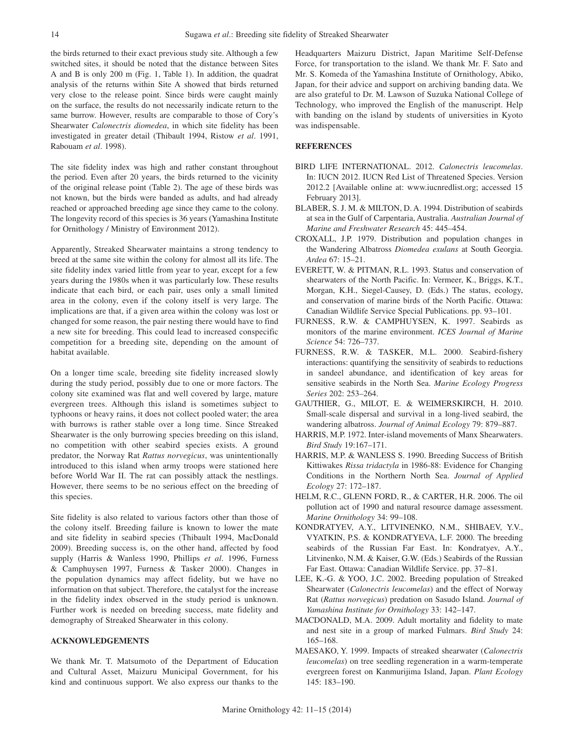the birds returned to their exact previous study site. Although a few switched sites, it should be noted that the distance between Sites A and B is only 200 m (Fig. 1, Table 1). In addition, the quadrat analysis of the returns within Site A showed that birds returned very close to the release point. Since birds were caught mainly on the surface, the results do not necessarily indicate return to the same burrow. However, results are comparable to those of Cory's Shearwater *Calonectris diomedea*, in which site fidelity has been investigated in greater detail (Thibault 1994, Ristow *et al*. 1991, Rabouam *et al*. 1998).

The site fidelity index was high and rather constant throughout the period. Even after 20 years, the birds returned to the vicinity of the original release point (Table 2). The age of these birds was not known, but the birds were banded as adults, and had already reached or approached breeding age since they came to the colony. The longevity record of this species is 36 years (Yamashina Institute for Ornithology / Ministry of Environment 2012).

Apparently, Streaked Shearwater maintains a strong tendency to breed at the same site within the colony for almost all its life. The site fidelity index varied little from year to year, except for a few years during the 1980s when it was particularly low. These results indicate that each bird, or each pair, uses only a small limited area in the colony, even if the colony itself is very large. The implications are that, if a given area within the colony was lost or changed for some reason, the pair nesting there would have to find a new site for breeding. This could lead to increased conspecific competition for a breeding site, depending on the amount of habitat available.

On a longer time scale, breeding site fidelity increased slowly during the study period, possibly due to one or more factors. The colony site examined was flat and well covered by large, mature evergreen trees. Although this island is sometimes subject to typhoons or heavy rains, it does not collect pooled water; the area with burrows is rather stable over a long time. Since Streaked Shearwater is the only burrowing species breeding on this island, no competition with other seabird species exists. A ground predator, the Norway Rat *Rattus norvegicus*, was unintentionally introduced to this island when army troops were stationed here before World War II. The rat can possibly attack the nestlings. However, there seems to be no serious effect on the breeding of this species.

Site fidelity is also related to various factors other than those of the colony itself. Breeding failure is known to lower the mate and site fidelity in seabird species (Thibault 1994, MacDonald 2009). Breeding success is, on the other hand, affected by food supply (Harris & Wanless 1990, Phillips *et al*. 1996, Furness & Camphuysen 1997, Furness & Tasker 2000). Changes in the population dynamics may affect fidelity, but we have no information on that subject. Therefore, the catalyst for the increase in the fidelity index observed in the study period is unknown. Further work is needed on breeding success, mate fidelity and demography of Streaked Shearwater in this colony.

## ACKNOWLEDGEMENTS

We thank Mr. T. Matsumoto of the Department of Education and Cultural Asset, Maizuru Municipal Government, for his kind and continuous support. We also express our thanks to the Headquarters Maizuru District, Japan Maritime Self-Defense Force, for transportation to the island. We thank Mr. F. Sato and Mr. S. Komeda of the Yamashina Institute of Ornithology, Abiko, Japan, for their advice and support on archiving banding data. We are also grateful to Dr. M. Lawson of Suzuka National College of Technology, who improved the English of the manuscript. Help with banding on the island by students of universities in Kyoto was indispensable.

## REFERENCES

BIRD LIFE INTERNATIONAL. 2012. *Calonectris leucomelas*. In: IUCN 2012. IUCN Red List of Threatened Species. Version 2012.2 [Available online at: www.iucnredlist.org; accessed 15 February 2013].

BLABER, S. J. M. & MILTON, D. A. 1994. Distribution of seabirds at sea in the Gulf of Carpentaria, Australia. *Australian Journal of Marine and Freshwater Research* 45: 445–454.

CROXALL, J.P. 1979. Distribution and population changes in the Wandering Albatross *Diomedea exulans* at South Georgia. *Ardea* 67: 15–21.

EVERETT, W. & PITMAN, R.L. 1993. Status and conservation of shearwaters of the North Pacific. In: Vermeer, K., Briggs, K.T., Morgan, K.H., Siegel-Causey, D. (Eds.) The status, ecology, and conservation of marine birds of the North Pacific. Ottawa: Canadian Wildlife Service Special Publications. pp. 93–101.

FURNESS, R.W. & CAMPHUYSEN, K. 1997. Seabirds as monitors of the marine environment. *ICES Journal of Marine Science* 54: 726–737.

FURNESS, R.W. & TASKER, M.L. 2000. Seabird-fishery interactions: quantifying the sensitivity of seabirds to reductions in sandeel abundance, and identification of key areas for sensitive seabirds in the North Sea. *Marine Ecology Progress Series* 202: 253–264.

GAUTHIER, G., MILOT, E. & WEIMERSKIRCH, H. 2010. Small-scale dispersal and survival in a long-lived seabird, the wandering albatross. *Journal of Animal Ecology* 79: 879–887.

HARRIS, M.P. 1972. Inter-island movements of Manx Shearwaters. *Bird Study* 19:167–171.

HARRIS, M.P. & WANLESS S. 1990. Breeding Success of British Kittiwakes *Rissa tridactyla* in 1986-88: Evidence for Changing Conditions in the Northern North Sea. *Journal of Applied Ecology* 27: 172–187.

HELM, R.C., GLENN FORD, R., & CARTER, H.R. 2006. The oil pollution act of 1990 and natural resource damage assessment. *Marine Ornithology* 34: 99–108.

KONDRATYEV, A.Y., LITVINENKO, N.M., SHIBAEV, Y.V., VYATKIN, P.S. & KONDRATYEVA, L.F. 2000. The breeding seabirds of the Russian Far East. In: Kondratyev, A.Y., Litvinenko, N.M. & Kaiser, G.W. (Eds.) Seabirds of the Russian Far East. Ottawa: Canadian Wildlife Service. pp. 37–81.

LEE, K.-G. & YOO, J.C. 2002. Breeding population of Streaked Shearwater (*Calonectris leucomelas*) and the effect of Norway Rat (*Rattus norvegicus*) predation on Sasudo Island. *Journal of Yamashina Institute for Ornithology* 33: 142–147.

MACDONALD, M.A. 2009. Adult mortality and fidelity to mate and nest site in a group of marked Fulmars. *Bird Study* 24: 165–168.

MAESAKO, Y. 1999. Impacts of streaked shearwater (*Calonectris leucomelas*) on tree seedling regeneration in a warm-temperate evergreen forest on Kanmurijima Island, Japan. *Plant Ecology* 145: 183–190.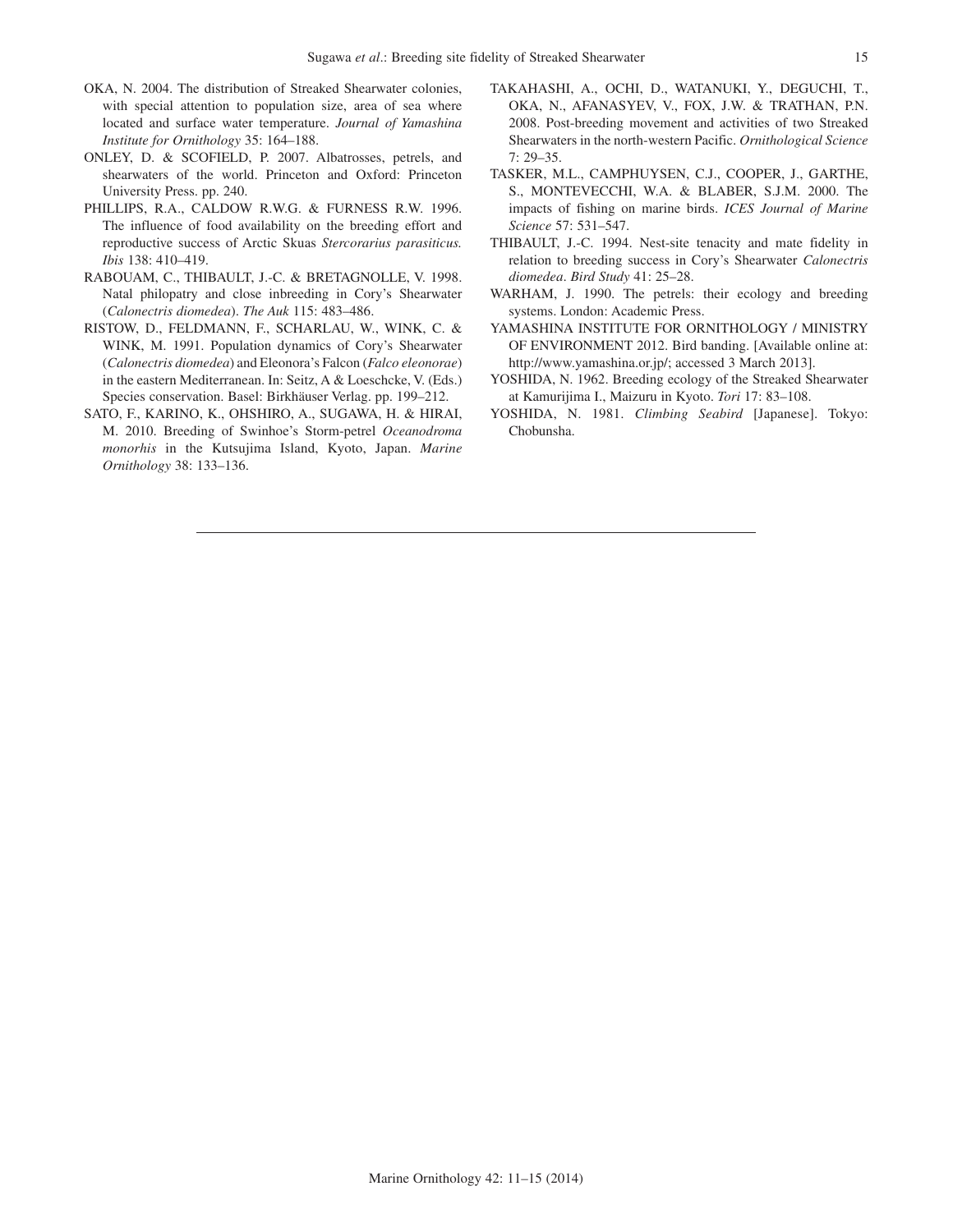OKA, N. 2004. The distribution of Streaked Shearwater colonies, with special attention to population size, area of sea where located and surface water temperature. *Journal of Yamashina Institute for Ornithology* 35: 164–188.

ONLEY, D. & SCOFIELD, P. 2007. Albatrosses, petrels, and shearwaters of the world. Princeton and Oxford: Princeton University Press. pp. 240.

PHILLIPS, R.A., CALDOW R.W.G. & FURNESS R.W. 1996. The influence of food availability on the breeding effort and reproductive success of Arctic Skuas *Stercorarius parasiticus. Ibis* 138: 410–419.

RABOUAM, C., THIBAULT, J.-C. & BRETAGNOLLE, V. 1998. Natal philopatry and close inbreeding in Cory's Shearwater (*Calonectris diomedea*). *The Auk* 115: 483–486.

RISTOW, D., FELDMANN, F., SCHARLAU, W., WINK, C. & WINK, M. 1991. Population dynamics of Cory's Shearwater (*Calonectris diomedea*) and Eleonora's Falcon (*Falco eleonorae*) in the eastern Mediterranean. In: Seitz, A & Loeschcke, V. (Eds.) Species conservation. Basel: Birkhäuser Verlag. pp. 199–212.

SATO, F., KARINO, K., OHSHIRO, A., SUGAWA, H. & HIRAI, M. 2010. Breeding of Swinhoe's Storm-petrel *Oceanodroma monorhis* in the Kutsujima Island, Kyoto, Japan. *Marine Ornithology* 38: 133–136.

TAKAHASHI, A., OCHI, D., WATANUKI, Y., DEGUCHI, T., OKA, N., AFANASYEV, V., FOX, J.W. & TRATHAN, P.N. 2008. Post-breeding movement and activities of two Streaked Shearwaters in the north-western Pacific. *Ornithological Science* 7: 29–35.

TASKER, M.L., CAMPHUYSEN, C.J., COOPER, J., GARTHE, S., MONTEVECCHI, W.A. & BLABER, S.J.M. 2000. The impacts of fishing on marine birds. *ICES Journal of Marine Science* 57: 531–547.

THIBAULT, J.-C. 1994. Nest-site tenacity and mate fidelity in relation to breeding success in Cory's Shearwater *Calonectris diomedea*. *Bird Study* 41: 25–28.

WARHAM, J. 1990. The petrels: their ecology and breeding systems. London: Academic Press.

YAMASHINA INSTITUTE FOR ORNITHOLOGY / MINISTRY OF ENVIRONMENT 2012. Bird banding. [Available online at: http://www.yamashina.or.jp/; accessed 3 March 2013].

YOSHIDA, N. 1962. Breeding ecology of the Streaked Shearwater at Kamurijima I., Maizuru in Kyoto. *Tori* 17: 83–108.

YOSHIDA, N. 1981. *Climbing Seabird* [Japanese]. Tokyo: Chobunsha.